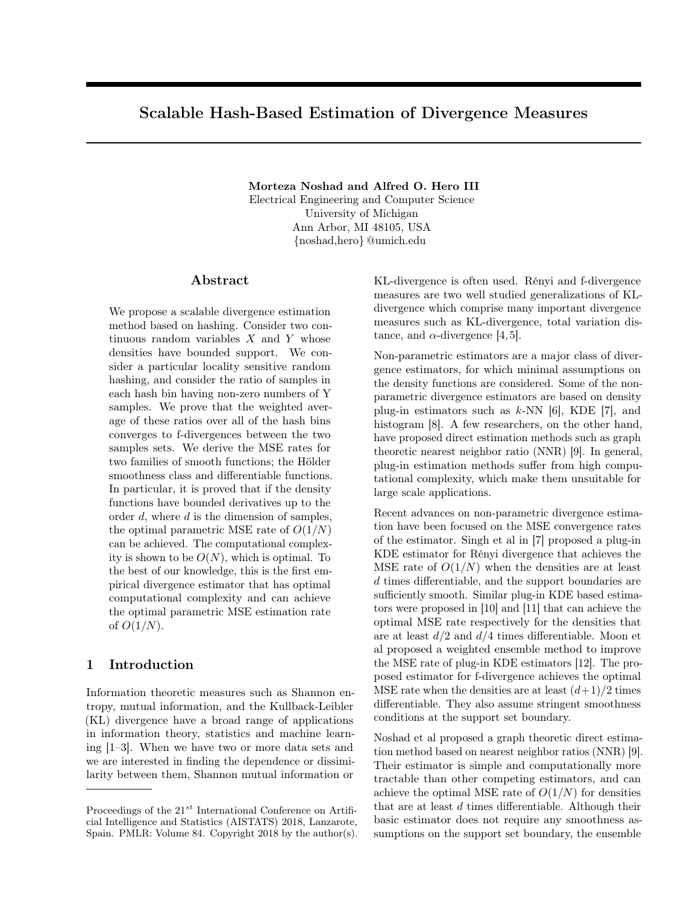# Scalable Hash-Based Estimation of Divergence Measures

**Morteza Noshad and Alfred O. Hero III**
Electrical Engineering and Computer Science
University of Michigan
Ann Arbor, MI 48105, USA
{noshad,hero}@umich.edu

## Abstract

We propose a scalable divergence estimation method based on hashing. Consider two continuous random variables $X$ and $Y$ whose densities have bounded support. We consider a particular locality sensitive random hashing, and consider the ratio of samples in each hash bin having non-zero numbers of Y samples. We prove that the weighted average of these ratios over all of the hash bins converges to f-divergences between the two samples sets. We derive the MSE rates for two families of smooth functions; the Hölder smoothness class and differentiable functions. In particular, it is proved that if the density functions have bounded derivatives up to the order $d$, where $d$ is the dimension of samples, the optimal parametric MSE rate of $O(1/N)$ can be achieved. The computational complexity is shown to be $O(N)$, which is optimal. To the best of our knowledge, this is the first empirical divergence estimator that has optimal computational complexity and can achieve the optimal parametric MSE estimation rate of $O(1/N)$.

## 1 Introduction

Information theoretic measures such as Shannon entropy, mutual information, and the Kullback-Leibler (KL) divergence have a broad range of applications in information theory, statistics and machine learning [1–3]. When we have two or more data sets and we are interested in finding the dependence or dissimilarity between them, Shannon mutual information or KL-divergence is often used. Rényi and f-divergence measures are two well studied generalizations of KL-divergence which comprise many important divergence measures such as KL-divergence, total variation distance, and $\alpha$-divergence [4,5].

Non-parametric estimators are a major class of divergence estimators, for which minimal assumptions on the density functions are considered. Some of the non-parametric divergence estimators are based on density plug-in estimators such as $k$-NN [6], KDE [7], and histogram [8]. A few researchers, on the other hand, have proposed direct estimation methods such as graph theoretic nearest neighbor ratio (NNR) [9]. In general, plug-in estimation methods suffer from high computational complexity, which make them unsuitable for large scale applications.

Recent advances on non-parametric divergence estimation have been focused on the MSE convergence rates of the estimator. Singh et al in [7] proposed a plug-in KDE estimator for Rényi divergence that achieves the MSE rate of $O(1/N)$ when the densities are at least $d$ times differentiable, and the support boundaries are sufficiently smooth. Similar plug-in KDE based estimators were proposed in [10] and [11] that can achieve the optimal MSE rate respectively for the densities that are at least $d/2$ and $d/4$ times differentiable. Moon et al proposed a weighted ensemble method to improve the MSE rate of plug-in KDE estimators [12]. The proposed estimator for f-divergence achieves the optimal MSE rate when the densities are at least $(d+1)/2$ times differentiable. They also assume stringent smoothness conditions at the support set boundary.

Noshad et al proposed a graph theoretic direct estimation method based on nearest neighbor ratios (NNR) [9]. Their estimator is simple and computationally more tractable than other competing estimators, and can achieve the optimal MSE rate of $O(1/N)$ for densities that are at least $d$ times differentiable. Although their basic estimator does not require any smoothness assumptions on the support set boundary, the ensemble

Proceedings of the 21[st] International Conference on Artificial Intelligence and Statistics (AISTATS) 2018, Lanzarote, Spain. PMLR: Volume 84. Copyright 2018 by the author(s).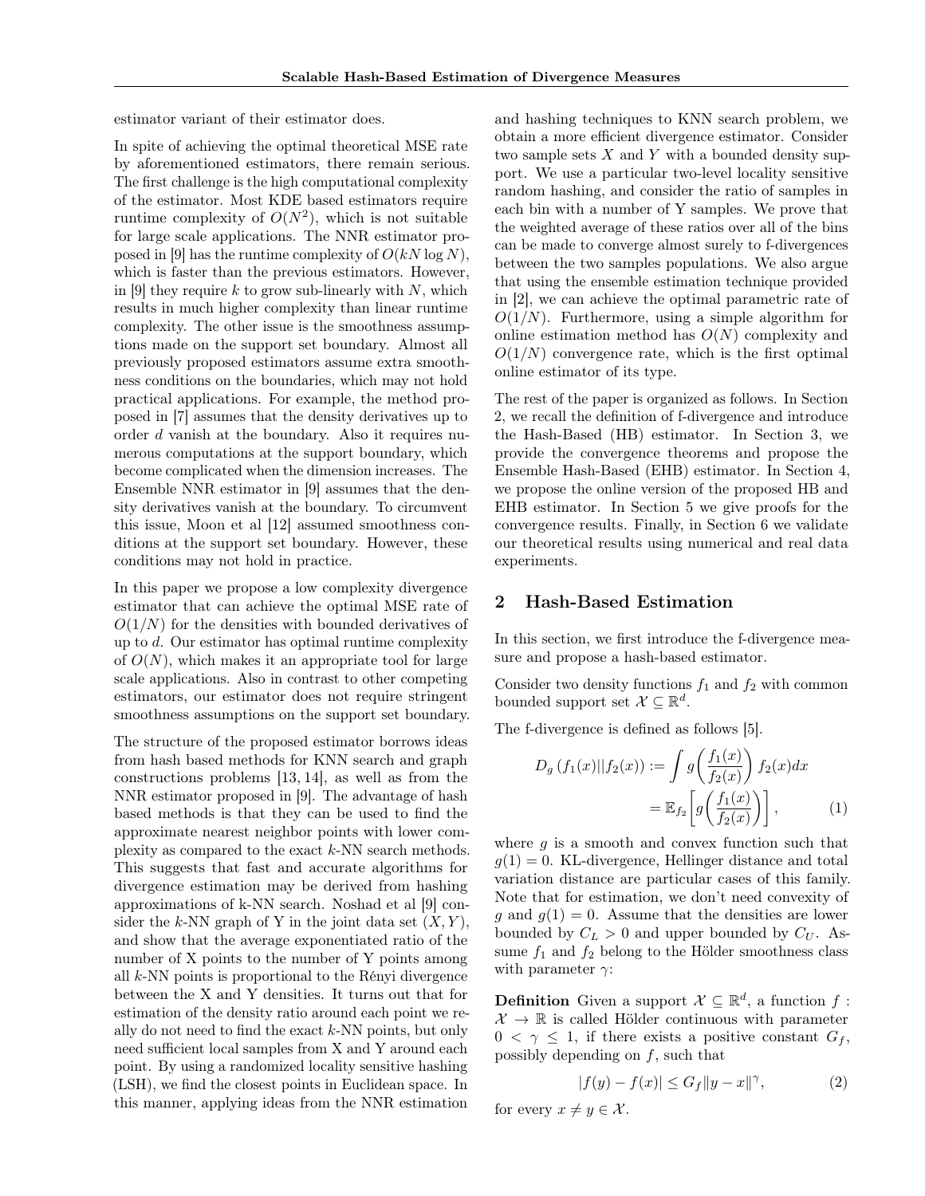estimator variant of their estimator does.

In spite of achieving the optimal theoretical MSE rate by aforementioned estimators, there remain serious. The first challenge is the high computational complexity of the estimator. Most KDE based estimators require runtime complexity of $O(N^2)$, which is not suitable for large scale applications. The NNR estimator proposed in [9] has the runtime complexity of $O(kN \log N)$, which is faster than the previous estimators. However, in [9] they require $k$ to grow sub-linearly with $N$, which results in much higher complexity than linear runtime complexity. The other issue is the smoothness assumptions made on the support set boundary. Almost all previously proposed estimators assume extra smoothness conditions on the boundaries, which may not hold practical applications. For example, the method proposed in [7] assumes that the density derivatives up to order $d$ vanish at the boundary. Also it requires numerous computations at the support boundary, which become complicated when the dimension increases. The Ensemble NNR estimator in [9] assumes that the density derivatives vanish at the boundary. To circumvent this issue, Moon et al [12] assumed smoothness conditions at the support set boundary. However, these conditions may not hold in practice.

In this paper we propose a low complexity divergence estimator that can achieve the optimal MSE rate of $O(1/N)$ for the densities with bounded derivatives of up to $d$. Our estimator has optimal runtime complexity of $O(N)$, which makes it an appropriate tool for large scale applications. Also in contrast to other competing estimators, our estimator does not require stringent smoothness assumptions on the support set boundary.

The structure of the proposed estimator borrows ideas from hash based methods for KNN search and graph constructions problems [13, 14], as well as from the NNR estimator proposed in [9]. The advantage of hash based methods is that they can be used to find the approximate nearest neighbor points with lower complexity as compared to the exact $k$-NN search methods. This suggests that fast and accurate algorithms for divergence estimation may be derived from hashing approximations of k-NN search. Noshad et al [9] consider the $k$-NN graph of Y in the joint data set $(X, Y)$, and show that the average exponentiated ratio of the number of X points to the number of Y points among all $k$-NN points is proportional to the Rényi divergence between the X and Y densities. It turns out that for estimation of the density ratio around each point we really do not need to find the exact $k$-NN points, but only need sufficient local samples from X and Y around each point. By using a randomized locality sensitive hashing (LSH), we find the closest points in Euclidean space. In this manner, applying ideas from the NNR estimation and hashing techniques to KNN search problem, we obtain a more efficient divergence estimator. Consider two sample sets $X$ and $Y$ with a bounded density support. We use a particular two-level locality sensitive random hashing, and consider the ratio of samples in each bin with a number of Y samples. We prove that the weighted average of these ratios over all of the bins can be made to converge almost surely to f-divergences between the two samples populations. We also argue that using the ensemble estimation technique provided in [2], we can achieve the optimal parametric rate of $O(1/N)$. Furthermore, using a simple algorithm for online estimation method has $O(N)$ complexity and $O(1/N)$ convergence rate, which is the first optimal online estimator of its type.

The rest of the paper is organized as follows. In Section 2, we recall the definition of f-divergence and introduce the Hash-Based (HB) estimator. In Section 3, we provide the convergence theorems and propose the Ensemble Hash-Based (EHB) estimator. In Section 4, we propose the online version of the proposed HB and EHB estimator. In Section 5 we give proofs for the convergence results. Finally, in Section 6 we validate our theoretical results using numerical and real data experiments.

## 2 Hash-Based Estimation

In this section, we first introduce the f-divergence measure and propose a hash-based estimator.

Consider two density functions $f_1$ and $f_2$ with common bounded support set $\mathcal{X} \subseteq \mathbb{R}^d$.

The f-divergence is defined as follows [5].

$$
\begin{aligned}
D_g\left(f_1(x)||f_2(x)\right) &:= \int g\left(\frac{f_1(x)}{f_2(x)}\right) f_2(x) dx \\
&= \mathbb{E}_{f_2}\left[g\left(\frac{f_1(x)}{f_2(x)}\right)\right], \qquad (1)
\end{aligned}
$$

where $g$ is a smooth and convex function such that $g(1) = 0$. KL-divergence, Hellinger distance and total variation distance are particular cases of this family. Note that for estimation, we don't need convexity of $g$ and $g(1) = 0$. Assume that the densities are lower bounded by $C_L > 0$ and upper bounded by $C_U$. Assume $f_1$ and $f_2$ belong to the Hölder smoothness class with parameter $\gamma$:

**Definition** Given a support $\mathcal{X} \subseteq \mathbb{R}^d$, a function $f : \mathcal{X} \to \mathbb{R}$ is called Hölder continuous with parameter $0 < \gamma \leq 1$, if there exists a positive constant $G_f$, possibly depending on $f$, such that

$$
|f(y) - f(x)| \leq G_f \|y - x\|^\gamma, \qquad (2)
$$

for every $x \neq y \in \mathcal{X}$.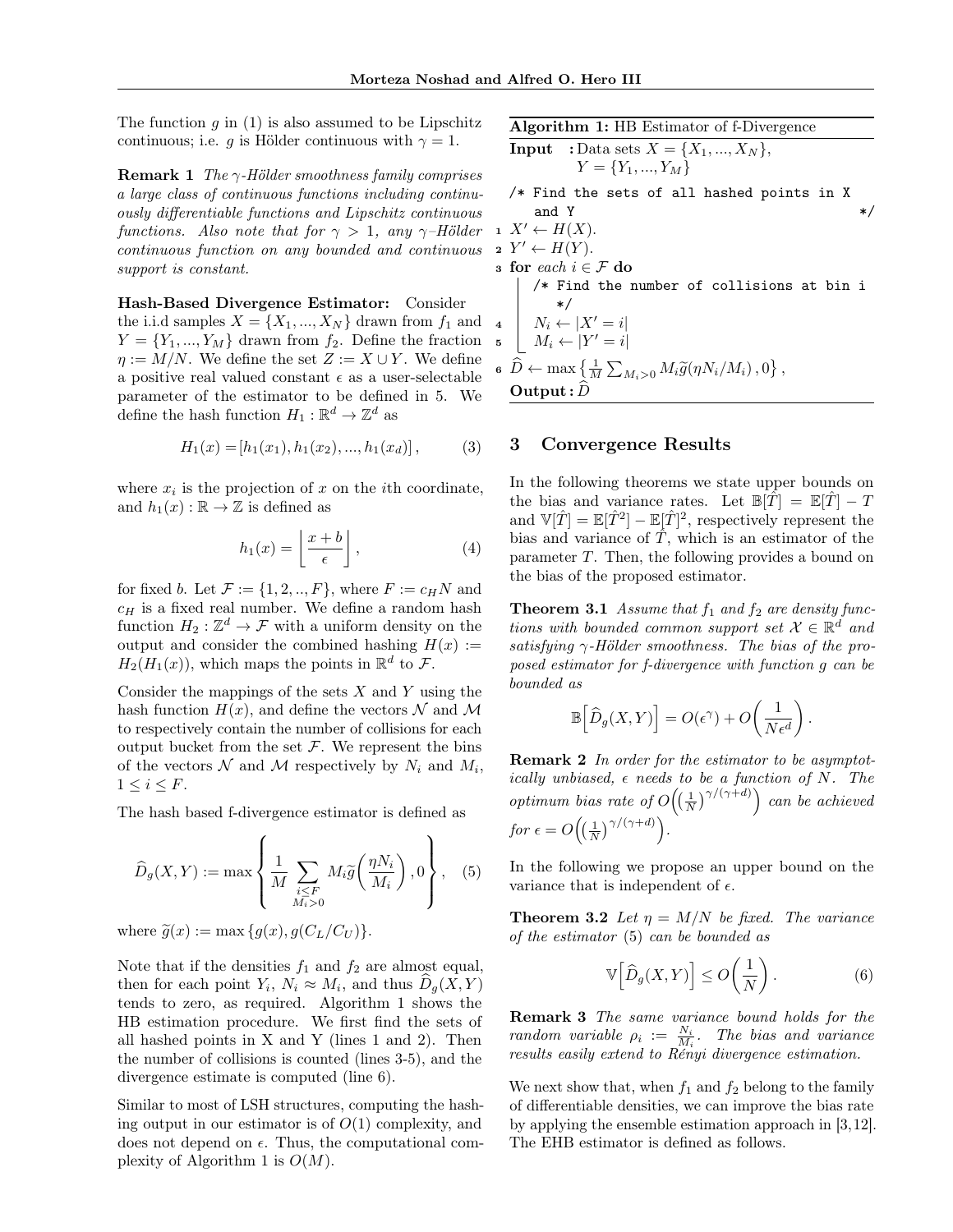The function $g$ in (1) is also assumed to be Lipschitz continuous; i.e. $g$ is Hölder continuous with $\gamma = 1$.

**Remark 1** *The $\gamma$-Hölder smoothness family comprises a large class of continuous functions including continuously differentiable functions and Lipschitz continuous functions. Also note that for $\gamma > 1$, any $\gamma$–Hölder continuous function on any bounded and continuous support is constant.*

**Hash-Based Divergence Estimator:** Consider the i.i.d samples $X = \{X_1, ..., X_N\}$ drawn from $f_1$ and $Y = \{Y_1, ..., Y_M\}$ drawn from $f_2$. Define the fraction $\eta := M/N$. We define the set $Z := X \cup Y$. We define a positive real valued constant $\epsilon$ as a user-selectable parameter of the estimator to be defined in 5. We define the hash function $H_1 : \mathbb{R}^d \to \mathbb{Z}^d$ as

$$H_1(x) = [h_1(x_1), h_1(x_2), ..., h_1(x_d)], \tag{3}$$

where $x_i$ is the projection of $x$ on the $i$th coordinate, and $h_1(x) : \mathbb{R} \to \mathbb{Z}$ is defined as

$$h_1(x) = \left\lfloor \frac{x+b}{\epsilon} \right\rfloor, \tag{4}$$

for fixed $b$. Let $\mathcal{F} := \{1, 2, .., F\}$, where $F := c_H N$ and $c_H$ is a fixed real number. We define a random hash function $H_2 : \mathbb{Z}^d \to \mathcal{F}$ with a uniform density on the output and consider the combined hashing $H(x) := H_2(H_1(x))$, which maps the points in $\mathbb{R}^d$ to $\mathcal{F}$.

Consider the mappings of the sets $X$ and $Y$ using the hash function $H(x)$, and define the vectors $\mathcal{N}$ and $\mathcal{M}$ to respectively contain the number of collisions for each output bucket from the set $\mathcal{F}$. We represent the bins of the vectors $\mathcal{N}$ and $\mathcal{M}$ respectively by $N_i$ and $M_i$, $1 \leq i \leq F$.

The hash based f-divergence estimator is defined as

$$\widehat{D}_g(X, Y) := \max\left\{ \frac{1}{M} \sum_{\substack{i \leq F \\ M_i > 0}} M_i \widetilde{g}\left(\frac{\eta N_i}{M_i}\right), 0 \right\}, \tag{5}$$

where $\widetilde{g}(x) := \max\{g(x), g(C_L/C_U)\}$.

Note that if the densities $f_1$ and $f_2$ are almost equal, then for each point $Y_i$, $N_i \approx M_i$, and thus $\widehat{D}_g(X, Y)$ tends to zero, as required. Algorithm 1 shows the HB estimation procedure. We first find the sets of all hashed points in X and Y (lines 1 and 2). Then the number of collisions is counted (lines 3-5), and the divergence estimate is computed (line 6).

Similar to most of LSH structures, computing the hashing output in our estimator is of $O(1)$ complexity, and does not depend on $\epsilon$. Thus, the computational complexity of Algorithm 1 is $O(M)$.

**Algorithm 1:** HB Estimator of f-Divergence

**Input :** Data sets $X = \{X_1, ..., X_N\}$, $Y = \{Y_1, ..., Y_M\}$

```
/* Find the sets of all hashed points in X and Y */
1  X' ← H(X).
2  Y' ← H(Y).
3  for each i ∈ F do
       /* Find the number of collisions at bin i */
4      N_i ← |X' = i|
5      M_i ← |Y' = i|
6  D̂ ← max{ (1/M) Σ_{M_i>0} M_i g̃(ηN_i/M_i), 0 },
```

**Output :** $\widehat{D}$

## 3 Convergence Results

In the following theorems we state upper bounds on the bias and variance rates. Let $\mathbb{B}[\hat{T}] = \mathbb{E}[\hat{T}] - T$ and $\mathbb{V}[\hat{T}] = \mathbb{E}[\hat{T}^2] - \mathbb{E}[\hat{T}]^2$, respectively represent the bias and variance of $\hat{T}$, which is an estimator of the parameter $T$. Then, the following provides a bound on the bias of the proposed estimator.

**Theorem 3.1** *Assume that $f_1$ and $f_2$ are density functions with bounded common support set $\mathcal{X} \in \mathbb{R}^d$ and satisfying $\gamma$-Hölder smoothness. The bias of the proposed estimator for f-divergence with function $g$ can be bounded as*

$$\mathbb{B}\left[\widehat{D}_g(X, Y)\right] = O(\epsilon^\gamma) + O\left(\frac{1}{N\epsilon^d}\right).$$

**Remark 2** *In order for the estimator to be asymptotically unbiased, $\epsilon$ needs to be a function of $N$. The optimum bias rate of $O\left(\left(\frac{1}{N}\right)^{\gamma/(\gamma+d)}\right)$ can be achieved for $\epsilon = O\left(\left(\frac{1}{N}\right)^{\gamma/(\gamma+d)}\right)$.*

In the following we propose an upper bound on the variance that is independent of $\epsilon$.

**Theorem 3.2** *Let $\eta = M/N$ be fixed. The variance of the estimator (5) can be bounded as*

$$\mathbb{V}\left[\widehat{D}_g(X, Y)\right] \leq O\left(\frac{1}{N}\right). \tag{6}$$

**Remark 3** *The same variance bound holds for the random variable $\rho_i := \frac{N_i}{M_i}$. The bias and variance results easily extend to Rényi divergence estimation.*

We next show that, when $f_1$ and $f_2$ belong to the family of differentiable densities, we can improve the bias rate by applying the ensemble estimation approach in [3,12]. The EHB estimator is defined as follows.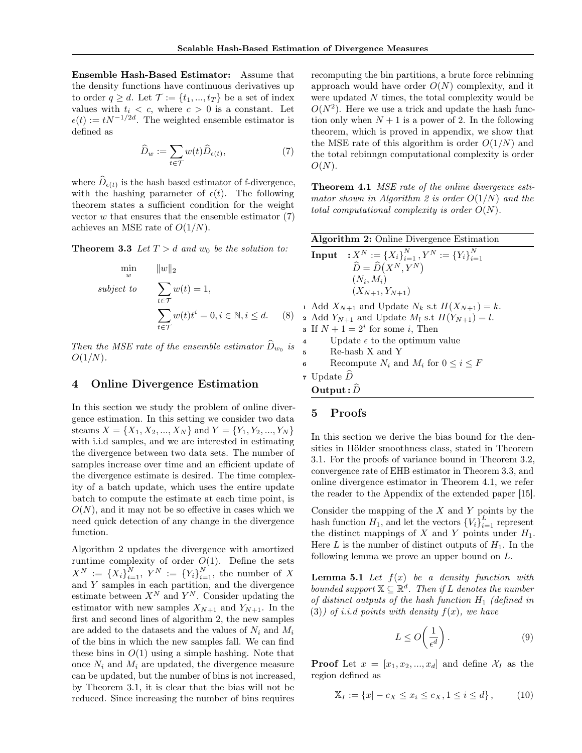**Ensemble Hash-Based Estimator:** Assume that the density functions have continuous derivatives up to order $q \geq d$. Let $\mathcal{T} := \{t_1, ..., t_T\}$ be a set of index values with $t_i < c$, where $c > 0$ is a constant. Let $\epsilon(t) := tN^{-1/2d}$. The weighted ensemble estimator is defined as

$$\widehat{D}_w := \sum_{t \in \mathcal{T}} w(t) \widehat{D}_{\epsilon(t)}, \tag{7}$$

where $\widehat{D}_{\epsilon(t)}$ is the hash based estimator of f-divergence, with the hashing parameter of $\epsilon(t)$. The following theorem states a sufficient condition for the weight vector $w$ that ensures that the ensemble estimator (7) achieves an MSE rate of $O(1/N)$.

**Theorem 3.3** *Let $T > d$ and $w_0$ be the solution to:*

$$\begin{aligned} \min_{w} \quad & \|w\|_2 \\ \textit{subject to} \quad & \sum_{t \in \mathcal{T}} w(t) = 1, \\ & \sum_{t \in \mathcal{T}} w(t) t^i = 0, i \in \mathbb{N}, i \leq d. \end{aligned} \tag{8}$$

*Then the MSE rate of the ensemble estimator $\widehat{D}_{w_0}$ is $O(1/N)$.*

## 4 Online Divergence Estimation

In this section we study the problem of online divergence estimation. In this setting we consider two data steams $X = \{X_1, X_2, ..., X_N\}$ and $Y = \{Y_1, Y_2, ..., Y_N\}$ with i.i.d samples, and we are interested in estimating the divergence between two data sets. The number of samples increase over time and an efficient update of the divergence estimate is desired. The time complexity of a batch update, which uses the entire update batch to compute the estimate at each time point, is $O(N)$, and it may not be so effective in cases which we need quick detection of any change in the divergence function.

Algorithm 2 updates the divergence with amortized runtime complexity of order $O(1)$. Define the sets $X^N := \{X_i\}_{i=1}^N$, $Y^N := \{Y_i\}_{i=1}^N$, the number of $X$ and $Y$ samples in each partition, and the divergence estimate between $X^N$ and $Y^N$. Consider updating the estimator with new samples $X_{N+1}$ and $Y_{N+1}$. In the first and second lines of algorithm 2, the new samples are added to the datasets and the values of $N_i$ and $M_i$ of the bins in which the new samples fall. We can find these bins in $O(1)$ using a simple hashing. Note that once $N_i$ and $M_i$ are updated, the divergence measure can be updated, but the number of bins is not increased, by Theorem 3.1, it is clear that the bias will not be reduced. Since increasing the number of bins requires recomputing the bin partitions, a brute force rebinning approach would have order $O(N)$ complexity, and it were updated $N$ times, the total complexity would be $O(N^2)$. Here we use a trick and update the hash function only when $N + 1$ is a power of 2. In the following theorem, which is proved in appendix, we show that the MSE rate of this algorithm is order $O(1/N)$ and the total rebinngn computational complexity is order $O(N)$.

**Theorem 4.1** *MSE rate of the online divergence estimator shown in Algorithm 2 is order $O(1/N)$ and the total computational complexity is order $O(N)$.*

---

**Algorithm 2:** Online Divergence Estimation

---

**Input** : $X^N := \{X_i\}_{i=1}^N, Y^N := \{Y_i\}_{i=1}^N$
$\quad\quad\quad \widehat{D} = \widehat{D}(X^N, Y^N)$
$\quad\quad\quad (N_i, M_i)$
$\quad\quad\quad (X_{N+1}, Y_{N+1})$

1. Add $X_{N+1}$ and Update $N_k$ s.t $H(X_{N+1}) = k$.
2. Add $Y_{N+1}$ and Update $M_l$ s.t $H(Y_{N+1}) = l$.
3. If $N + 1 = 2^i$ for some $i$, Then
4. $\quad$ Update $\epsilon$ to the optimum value
5. $\quad$ Re-hash X and Y
6. $\quad$ Recompute $N_i$ and $M_i$ for $0 \leq i \leq F$
7. Update $\widehat{D}$

**Output :** $\widehat{D}$

---

## 5 Proofs

In this section we derive the bias bound for the densities in Hölder smoothness class, stated in Theorem 3.1. For the proofs of variance bound in Theorem 3.2, convergence rate of EHB estimator in Theorem 3.3, and online divergence estimator in Theorem 4.1, we refer the reader to the Appendix of the extended paper [15].

Consider the mapping of the $X$ and $Y$ points by the hash function $H_1$, and let the vectors $\{V_i\}_{i=1}^L$ represent the distinct mappings of $X$ and $Y$ points under $H_1$. Here $L$ is the number of distinct outputs of $H_1$. In the following lemma we prove an upper bound on $L$.

**Lemma 5.1** *Let $f(x)$ be a density function with bounded support $\mathbb{X} \subseteq \mathbb{R}^d$. Then if $L$ denotes the number of distinct outputs of the hash function $H_1$ (defined in (3)) of i.i.d points with density $f(x)$, we have*

$$L \leq O\left(\frac{1}{\epsilon^d}\right). \tag{9}$$

**Proof** Let $x = [x_1, x_2, ..., x_d]$ and define $\mathcal{X}_I$ as the region defined as

$$\mathbb{X}_I := \{x | -c_X \leq x_i \leq c_X, 1 \leq i \leq d\}, \tag{10}$$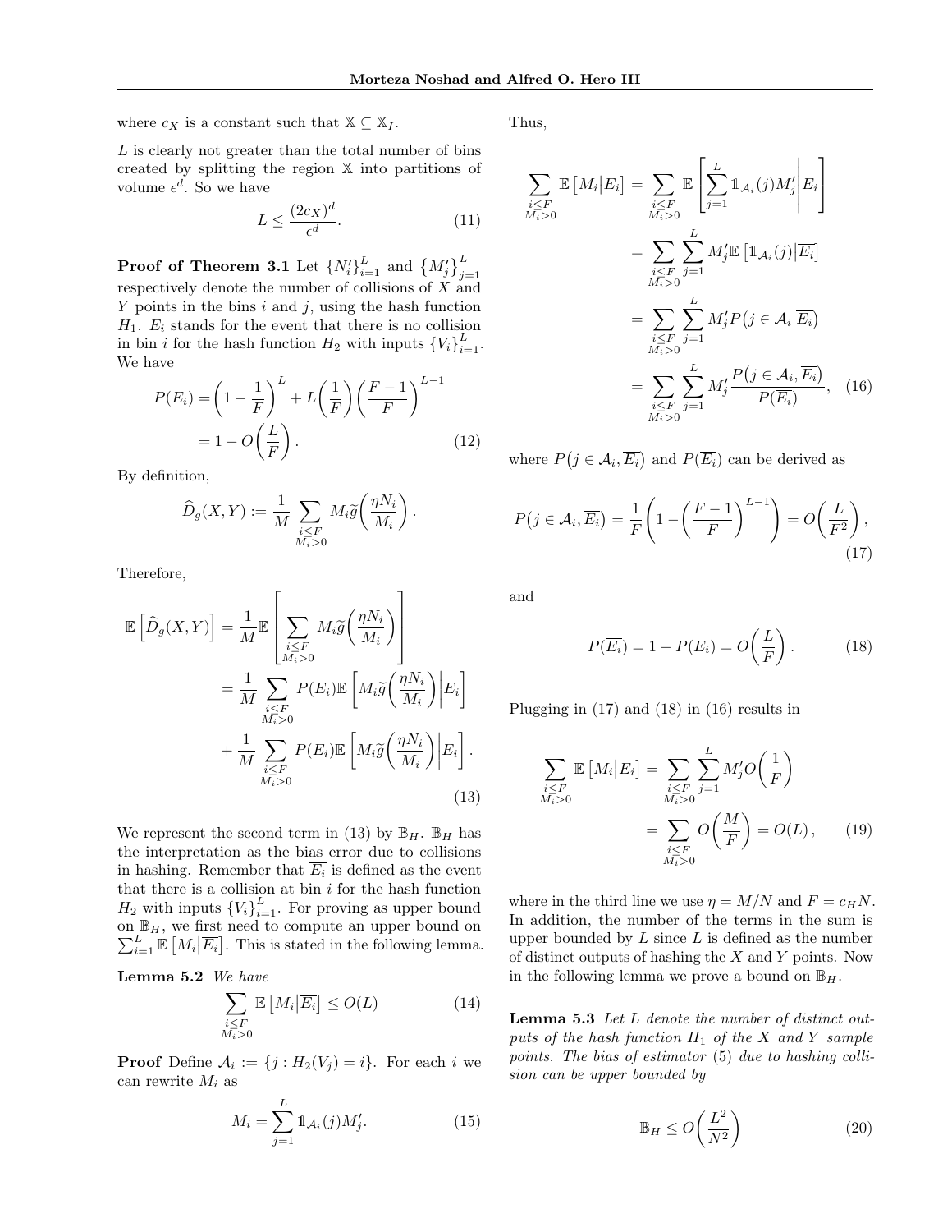where $c_X$ is a constant such that $\mathbb{X} \subseteq \mathbb{X}_I$.

$L$ is clearly not greater than the total number of bins created by splitting the region $\mathbb{X}$ into partitions of volume $\epsilon^d$. So we have

$$L \leq \frac{(2c_X)^d}{\epsilon^d}. \tag{11}$$

**Proof of Theorem 3.1** Let $\{N_i'\}_{i=1}^L$ and $\{M_j'\}_{j=1}^L$ respectively denote the number of collisions of $X$ and $Y$ points in the bins $i$ and $j$, using the hash function $H_1$. $E_i$ stands for the event that there is no collision in bin $i$ for the hash function $H_2$ with inputs $\{V_i\}_{i=1}^L$. We have

$$\begin{aligned} P(E_i) &= \left(1-\frac{1}{F}\right)^L + L\left(\frac{1}{F}\right)\left(\frac{F-1}{F}\right)^{L-1} \\ &= 1 - O\left(\frac{L}{F}\right). \end{aligned} \tag{12}$$

By definition,

$$\widehat{D}_g(X,Y) := \frac{1}{M}\sum_{\substack{i\leq F\\ M_i>0}} M_i \widetilde{g}\left(\frac{\eta N_i}{M_i}\right).$$

Therefore,

$$\begin{aligned} \mathbb{E}\left[\widehat{D}_g(X,Y)\right] &= \frac{1}{M}\mathbb{E}\left[\sum_{\substack{i\leq F\\ M_i>0}} M_i \widetilde{g}\left(\frac{\eta N_i}{M_i}\right)\right] \\ &= \frac{1}{M}\sum_{\substack{i\leq F\\ M_i>0}} P(E_i)\mathbb{E}\left[M_i \widetilde{g}\left(\frac{\eta N_i}{M_i}\right)\Big| E_i\right] \\ &\quad + \frac{1}{M}\sum_{\substack{i\leq F\\ M_i>0}} P(\overline{E_i})\mathbb{E}\left[M_i \widetilde{g}\left(\frac{\eta N_i}{M_i}\right)\Big| \overline{E_i}\right]. \end{aligned} \tag{13}$$

We represent the second term in (13) by $\mathbb{B}_H$. $\mathbb{B}_H$ has the interpretation as the bias error due to collisions in hashing. Remember that $\overline{E_i}$ is defined as the event that there is a collision at bin $i$ for the hash function $H_2$ with inputs $\{V_i\}_{i=1}^L$. For proving as upper bound on $\mathbb{B}_H$, we first need to compute an upper bound on $\sum_{i=1}^L \mathbb{E}\left[M_i|\overline{E_i}\right]$. This is stated in the following lemma.

**Lemma 5.2** *We have*

$$\sum_{\substack{i\leq F\\ M_i>0}} \mathbb{E}\left[M_i|\overline{E_i}\right] \leq O(L) \tag{14}$$

**Proof** Define $\mathcal{A}_i := \{j : H_2(V_j) = i\}$. For each $i$ we can rewrite $M_i$ as

$$M_i = \sum_{j=1}^L \mathbb{1}_{\mathcal{A}_i}(j) M_j'. \tag{15}$$

Thus,

$$\begin{aligned} \sum_{\substack{i\leq F\\ M_i>0}} \mathbb{E}\left[M_i|\overline{E_i}\right] &= \sum_{\substack{i\leq F\\ M_i>0}} \mathbb{E}\left[\sum_{j=1}^L \mathbb{1}_{\mathcal{A}_i}(j) M_j' \Big| \overline{E_i}\right] \\ &= \sum_{\substack{i\leq F\\ M_i>0}} \sum_{j=1}^L M_j' \mathbb{E}\left[\mathbb{1}_{\mathcal{A}_i}(j)|\overline{E_i}\right] \\ &= \sum_{\substack{i\leq F\\ M_i>0}} \sum_{j=1}^L M_j' P\big(j\in\mathcal{A}_i|\overline{E_i}\big) \\ &= \sum_{\substack{i\leq F\\ M_i>0}} \sum_{j=1}^L M_j' \frac{P\big(j\in\mathcal{A}_i,\overline{E_i}\big)}{P(\overline{E_i})}, \end{aligned} \tag{16}$$

where $P\big(j\in\mathcal{A}_i,\overline{E_i}\big)$ and $P(\overline{E_i})$ can be derived as

$$P\big(j\in\mathcal{A}_i,\overline{E_i}\big) = \frac{1}{F}\left(1-\left(\frac{F-1}{F}\right)^{L-1}\right) = O\left(\frac{L}{F^2}\right), \tag{17}$$

and

$$P(\overline{E_i}) = 1 - P(E_i) = O\left(\frac{L}{F}\right). \tag{18}$$

Plugging in (17) and (18) in (16) results in

$$\begin{aligned} \sum_{\substack{i\leq F\\ M_i>0}} \mathbb{E}\left[M_i|\overline{E_i}\right] &= \sum_{\substack{i\leq F\\ M_i>0}} \sum_{j=1}^L M_j' O\left(\frac{1}{F}\right) \\ &= \sum_{\substack{i\leq F\\ M_i>0}} O\left(\frac{M}{F}\right) = O(L), \end{aligned} \tag{19}$$

where in the third line we use $\eta = M/N$ and $F = c_H N$. In addition, the number of the terms in the sum is upper bounded by $L$ since $L$ is defined as the number of distinct outputs of hashing the $X$ and $Y$ points. Now in the following lemma we prove a bound on $\mathbb{B}_H$.

**Lemma 5.3** *Let $L$ denote the number of distinct outputs of the hash function $H_1$ of the $X$ and $Y$ sample points. The bias of estimator* (5) *due to hashing collision can be upper bounded by*

$$\mathbb{B}_H \leq O\left(\frac{L^2}{N^2}\right) \tag{20}$$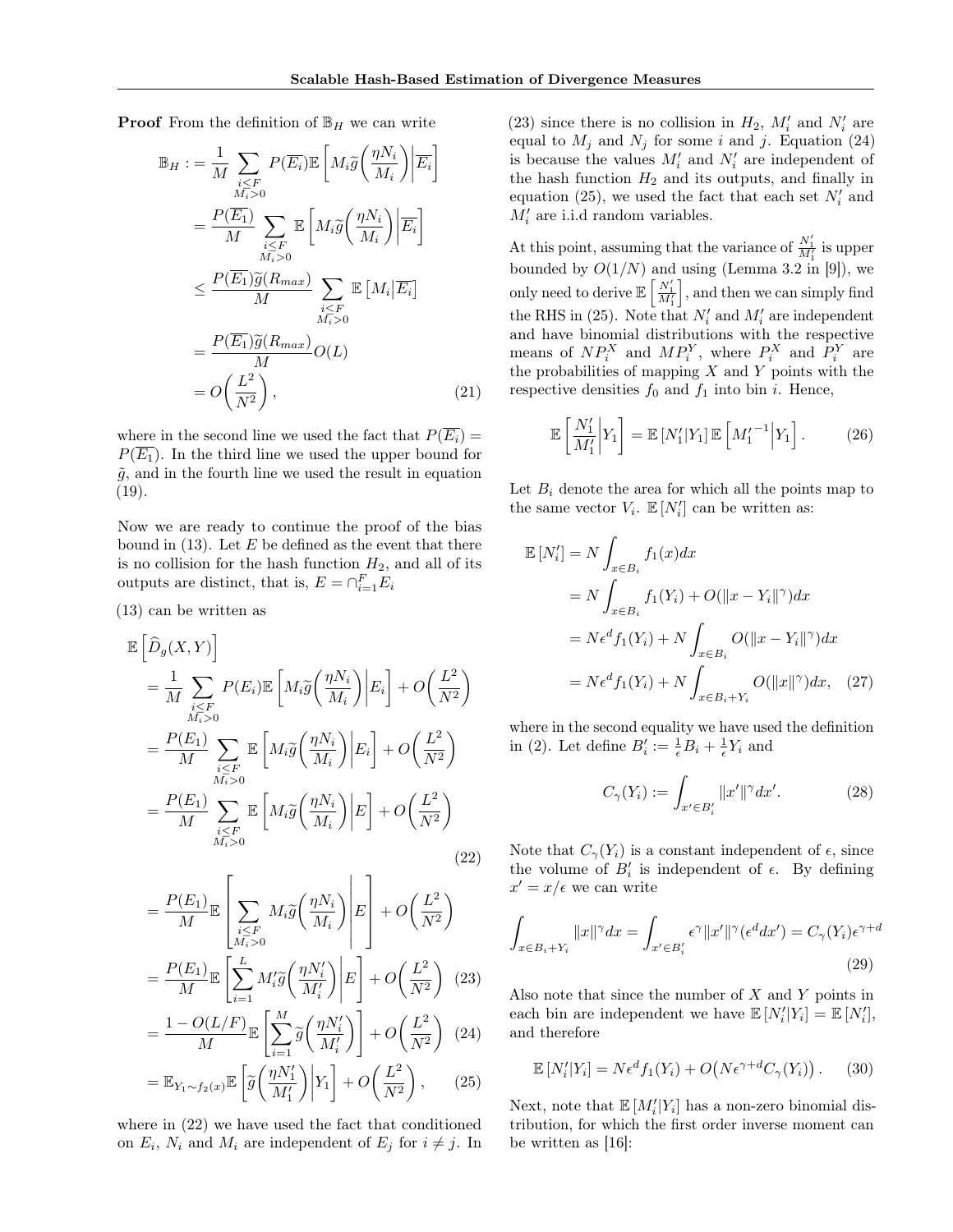**Proof** From the definition of $\mathbb{B}_H$ we can write

$$
\begin{aligned}
\mathbb{B}_H :&= \frac{1}{M}\sum_{\substack{i\leq F\\ M_i>0}} P(\overline{E_i})\mathbb{E}\left[M_i\widetilde{g}\left(\frac{\eta N_i}{M_i}\right)\Big|\overline{E_i}\right]\\
&= \frac{P(\overline{E_1})}{M}\sum_{\substack{i\leq F\\ M_i>0}} \mathbb{E}\left[M_i\widetilde{g}\left(\frac{\eta N_i}{M_i}\right)\Big|\overline{E_i}\right]\\
&\leq \frac{P(\overline{E_1})\widetilde{g}(R_{max})}{M}\sum_{\substack{i\leq F\\ M_i>0}} \mathbb{E}\left[M_i\big|\overline{E_i}\right]\\
&= \frac{P(\overline{E_1})\widetilde{g}(R_{max})}{M}O(L)\\
&= O\left(\frac{L^2}{N^2}\right),
\end{aligned}
\tag{21}
$$

where in the second line we used the fact that $P(\overline{E_i}) = P(\overline{E_1})$. In the third line we used the upper bound for $\tilde{g}$, and in the fourth line we used the result in equation (19).

Now we are ready to continue the proof of the bias bound in (13). Let $E$ be defined as the event that there is no collision for the hash function $H_2$, and all of its outputs are distinct, that is, $E = \cap_{i=1}^F E_i$

(13) can be written as

$$
\begin{aligned}
&\mathbb{E}\left[\widehat{D}_g(X,Y)\right]\\
&= \frac{1}{M}\sum_{\substack{i\leq F\\ M_i>0}} P(E_i)\mathbb{E}\left[M_i\widetilde{g}\left(\frac{\eta N_i}{M_i}\right)\Big|E_i\right] + O\left(\frac{L^2}{N^2}\right)\\
&= \frac{P(E_1)}{M}\sum_{\substack{i\leq F\\ M_i>0}} \mathbb{E}\left[M_i\widetilde{g}\left(\frac{\eta N_i}{M_i}\right)\Big|E_i\right] + O\left(\frac{L^2}{N^2}\right)\\
&= \frac{P(E_1)}{M}\sum_{\substack{i\leq F\\ M_i>0}} \mathbb{E}\left[M_i\widetilde{g}\left(\frac{\eta N_i}{M_i}\right)\Big|E\right] + O\left(\frac{L^2}{N^2}\right)
\end{aligned}
\tag{22}
$$

$$
\begin{aligned}
&= \frac{P(E_1)}{M}\mathbb{E}\left[\sum_{\substack{i\leq F\\ M_i>0}} M_i\widetilde{g}\left(\frac{\eta N_i}{M_i}\right)\Bigg|E\right] + O\left(\frac{L^2}{N^2}\right)\\
&= \frac{P(E_1)}{M}\mathbb{E}\left[\sum_{i=1}^{L} M_i'\widetilde{g}\left(\frac{\eta N_i'}{M_i'}\right)\Bigg|E\right] + O\left(\frac{L^2}{N^2}\right) &(23)\\
&= \frac{1-O(L/F)}{M}\mathbb{E}\left[\sum_{i=1}^{M} \widetilde{g}\left(\frac{\eta N_i'}{M_i'}\right)\right] + O\left(\frac{L^2}{N^2}\right) &(24)\\
&= \mathbb{E}_{Y_1\sim f_2(x)}\mathbb{E}\left[\widetilde{g}\left(\frac{\eta N_1'}{M_1'}\right)\Big|Y_1\right] + O\left(\frac{L^2}{N^2}\right), &(25)
\end{aligned}
$$

where in (22) we have used the fact that conditioned on $E_i$, $N_i$ and $M_i$ are independent of $E_j$ for $i \neq j$. In (23) since there is no collision in $H_2$, $M_i'$ and $N_i'$ are equal to $M_j$ and $N_j$ for some $i$ and $j$. Equation (24) is because the values $M_i'$ and $N_i'$ are independent of the hash function $H_2$ and its outputs, and finally in equation (25), we used the fact that each set $N_i'$ and $M_i'$ are i.i.d random variables.

At this point, assuming that the variance of $\frac{N_1'}{M_1'}$ is upper bounded by $O(1/N)$ and using (Lemma 3.2 in [9]), we only need to derive $\mathbb{E}\left[\frac{N_1'}{M_1'}\right]$, and then we can simply find the RHS in (25). Note that $N_i'$ and $M_i'$ are independent and have binomial distributions with the respective means of $NP_i^X$ and $MP_i^Y$, where $P_i^X$ and $P_i^Y$ are the probabilities of mapping $X$ and $Y$ points with the respective densities $f_0$ and $f_1$ into bin $i$. Hence,

$$
\mathbb{E}\left[\frac{N_1'}{M_1'}\Big|Y_1\right] = \mathbb{E}\left[N_1'|Y_1\right]\mathbb{E}\left[{M_1'}^{-1}\Big|Y_1\right]. \tag{26}
$$

Let $B_i$ denote the area for which all the points map to the same vector $V_i$. $\mathbb{E}\left[N_i'\right]$ can be written as:

$$
\begin{aligned}
\mathbb{E}\left[N_i'\right] &= N\int_{x\in B_i} f_1(x)dx\\
&= N\int_{x\in B_i} f_1(Y_i) + O(\|x-Y_i\|^\gamma)dx\\
&= N\epsilon^d f_1(Y_i) + N\int_{x\in B_i} O(\|x-Y_i\|^\gamma)dx\\
&= N\epsilon^d f_1(Y_i) + N\int_{x\in B_i+Y_i} O(\|x\|^\gamma)dx,
\end{aligned}
\tag{27}
$$

where in the second equality we have used the definition in (2). Let define $B_i' := \frac{1}{\epsilon}B_i + \frac{1}{\epsilon}Y_i$ and

$$
C_\gamma(Y_i) := \int_{x'\in B_i'} \|x'\|^\gamma dx'. \tag{28}
$$

Note that $C_\gamma(Y_i)$ is a constant independent of $\epsilon$, since the volume of $B_i'$ is independent of $\epsilon$. By defining $x' = x/\epsilon$ we can write

$$
\int_{x\in B_i+Y_i} \|x\|^\gamma dx = \int_{x'\in B_i'} \epsilon^\gamma\|x'\|^\gamma(\epsilon^d dx') = C_\gamma(Y_i)\epsilon^{\gamma+d} \tag{29}
$$

Also note that since the number of $X$ and $Y$ points in each bin are independent we have $\mathbb{E}\left[N_i'|Y_i\right] = \mathbb{E}\left[N_i'\right]$, and therefore

$$
\mathbb{E}\left[N_i'|Y_i\right] = N\epsilon^d f_1(Y_i) + O\big(N\epsilon^{\gamma+d}C_\gamma(Y_i)\big). \tag{30}
$$

Next, note that $\mathbb{E}\left[M_i'|Y_i\right]$ has a non-zero binomial distribution, for which the first order inverse moment can be written as [16]: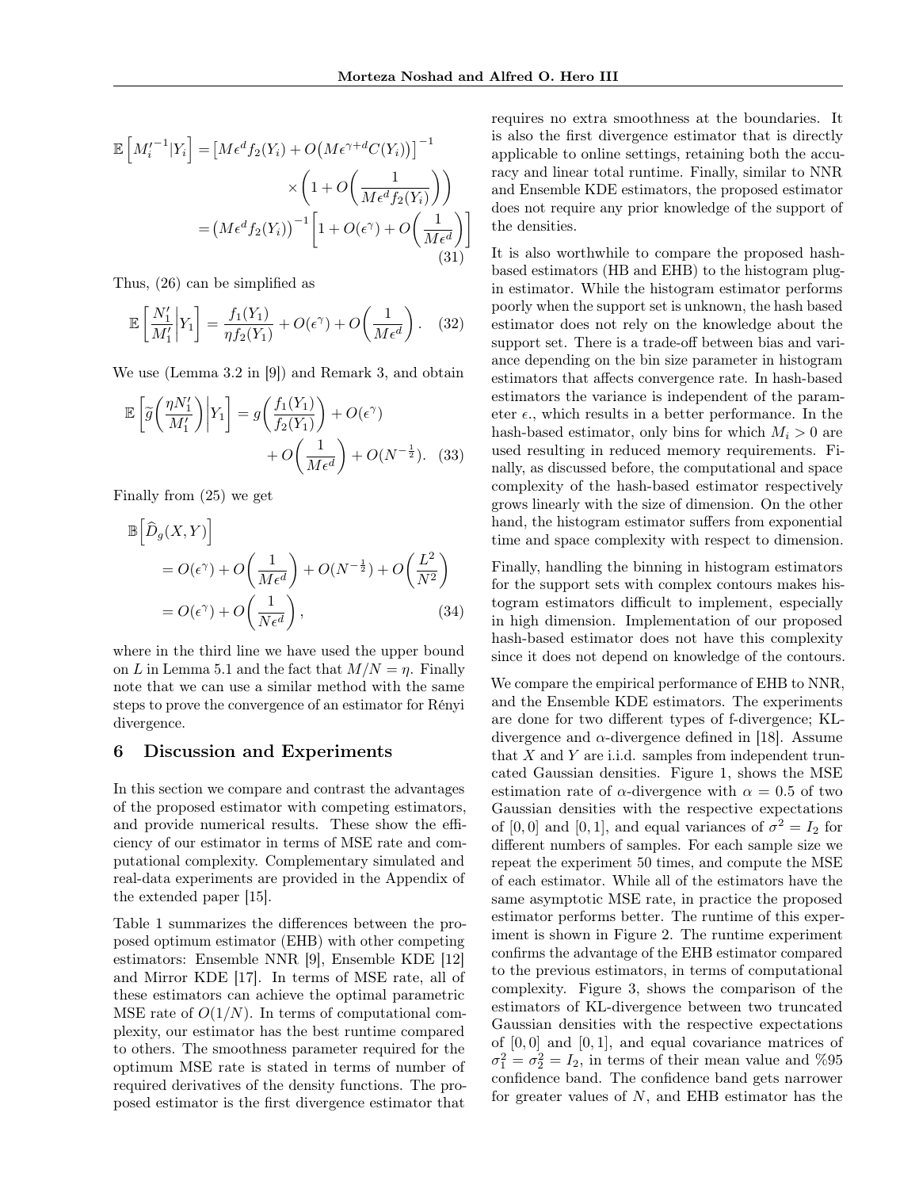$$\mathbb{E}\left[M_i'^{-1}|Y_i\right] = \left[M\epsilon^d f_2(Y_i) + O\big(M\epsilon^{\gamma+d}C(Y_i)\big)\right]^{-1} \times \left(1 + O\left(\frac{1}{M\epsilon^d f_2(Y_i)}\right)\right) = \left(M\epsilon^d f_2(Y_i)\right)^{-1}\left[1 + O(\epsilon^\gamma) + O\left(\frac{1}{M\epsilon^d}\right)\right] \tag{31}$$

Thus, (26) can be simplified as

$$\mathbb{E}\left[\frac{N_1'}{M_1'}\middle| Y_1\right] = \frac{f_1(Y_1)}{\eta f_2(Y_1)} + O(\epsilon^\gamma) + O\left(\frac{1}{M\epsilon^d}\right). \tag{32}$$

We use (Lemma 3.2 in [9]) and Remark 3, and obtain

$$\mathbb{E}\left[\widetilde{g}\left(\frac{\eta N_1'}{M_1'}\right)\middle| Y_1\right] = g\left(\frac{f_1(Y_1)}{f_2(Y_1)}\right) + O(\epsilon^\gamma) + O\left(\frac{1}{M\epsilon^d}\right) + O(N^{-\frac{1}{2}}). \tag{33}$$

Finally from (25) we get

$$\begin{aligned}\mathbb{B}\left[\widehat{D}_g(X,Y)\right] &= O(\epsilon^\gamma) + O\left(\frac{1}{M\epsilon^d}\right) + O(N^{-\frac{1}{2}}) + O\left(\frac{L^2}{N^2}\right) \\ &= O(\epsilon^\gamma) + O\left(\frac{1}{N\epsilon^d}\right),\end{aligned} \tag{34}$$

where in the third line we have used the upper bound on $L$ in Lemma 5.1 and the fact that $M/N = \eta$. Finally note that we can use a similar method with the same steps to prove the convergence of an estimator for Rényi divergence.

## 6 Discussion and Experiments

In this section we compare and contrast the advantages of the proposed estimator with competing estimators, and provide numerical results. These show the efficiency of our estimator in terms of MSE rate and computational complexity. Complementary simulated and real-data experiments are provided in the Appendix of the extended paper [15].

Table 1 summarizes the differences between the proposed optimum estimator (EHB) with other competing estimators: Ensemble NNR [9], Ensemble KDE [12] and Mirror KDE [17]. In terms of MSE rate, all of these estimators can achieve the optimal parametric MSE rate of $O(1/N)$. In terms of computational complexity, our estimator has the best runtime compared to others. The smoothness parameter required for the optimum MSE rate is stated in terms of number of required derivatives of the density functions. The proposed estimator is the first divergence estimator that requires no extra smoothness at the boundaries. It is also the first divergence estimator that is directly applicable to online settings, retaining both the accuracy and linear total runtime. Finally, similar to NNR and Ensemble KDE estimators, the proposed estimator does not require any prior knowledge of the support of the densities.

It is also worthwhile to compare the proposed hash-based estimators (HB and EHB) to the histogram plug-in estimator. While the histogram estimator performs poorly when the support set is unknown, the hash based estimator does not rely on the knowledge about the support set. There is a trade-off between bias and variance depending on the bin size parameter in histogram estimators that affects convergence rate. In hash-based estimators the variance is independent of the parameter $\epsilon$., which results in a better performance. In the hash-based estimator, only bins for which $M_i > 0$ are used resulting in reduced memory requirements. Finally, as discussed before, the computational and space complexity of the hash-based estimator respectively grows linearly with the size of dimension. On the other hand, the histogram estimator suffers from exponential time and space complexity with respect to dimension.

Finally, handling the binning in histogram estimators for the support sets with complex contours makes histogram estimators difficult to implement, especially in high dimension. Implementation of our proposed hash-based estimator does not have this complexity since it does not depend on knowledge of the contours.

We compare the empirical performance of EHB to NNR, and the Ensemble KDE estimators. The experiments are done for two different types of f-divergence; KL-divergence and $\alpha$-divergence defined in [18]. Assume that $X$ and $Y$ are i.i.d. samples from independent truncated Gaussian densities. Figure 1, shows the MSE estimation rate of $\alpha$-divergence with $\alpha = 0.5$ of two Gaussian densities with the respective expectations of $[0, 0]$ and $[0, 1]$, and equal variances of $\sigma^2 = I_2$ for different numbers of samples. For each sample size we repeat the experiment 50 times, and compute the MSE of each estimator. While all of the estimators have the same asymptotic MSE rate, in practice the proposed estimator performs better. The runtime of this experiment is shown in Figure 2. The runtime experiment confirms the advantage of the EHB estimator compared to the previous estimators, in terms of computational complexity. Figure 3, shows the comparison of the estimators of KL-divergence between two truncated Gaussian densities with the respective expectations of $[0, 0]$ and $[0, 1]$, and equal covariance matrices of $\sigma_1^2 = \sigma_2^2 = I_2$, in terms of their mean value and %95 confidence band. The confidence band gets narrower for greater values of $N$, and EHB estimator has the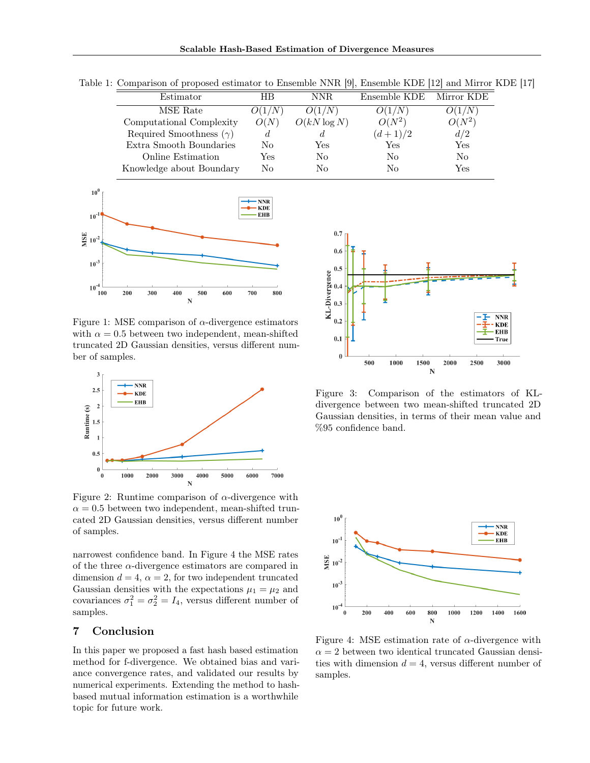Table 1: Comparison of proposed estimator to Ensemble NNR [9], Ensemble KDE [12] and Mirror KDE [17]

| Estimator | HB | NNR | Ensemble KDE | Mirror KDE |
|---|---|---|---|---|
| MSE Rate | $O(1/N)$ | $O(1/N)$ | $O(1/N)$ | $O(1/N)$ |
| Computational Complexity | $O(N)$ | $O(kN \log N)$ | $O(N^2)$ | $O(N^2)$ |
| Required Smoothness ($\gamma$) | $d$ | $d$ | $(d+1)/2$ | $d/2$ |
| Extra Smooth Boundaries | No | Yes | Yes | Yes |
| Online Estimation | Yes | No | No | No |
| Knowledge about Boundary | No | No | No | Yes |

Figure 1: MSE comparison of $\alpha$-divergence estimators with $\alpha = 0.5$ between two independent, mean-shifted truncated 2D Gaussian densities, versus different number of samples.

Figure 2: Runtime comparison of $\alpha$-divergence with $\alpha = 0.5$ between two independent, mean-shifted truncated 2D Gaussian densities, versus different number of samples.

Figure 3: Comparison of the estimators of KL-divergence between two mean-shifted truncated 2D Gaussian densities, in terms of their mean value and %95 confidence band.

Figure 4: MSE estimation rate of $\alpha$-divergence with $\alpha = 2$ between two identical truncated Gaussian densities with dimension $d = 4$, versus different number of samples.

narrowest confidence band. In Figure 4 the MSE rates of the three $\alpha$-divergence estimators are compared in dimension $d = 4$, $\alpha = 2$, for two independent truncated Gaussian densities with the expectations $\mu_1 = \mu_2$ and covariances $\sigma_1^2 = \sigma_2^2 = I_4$, versus different number of samples.

## 7 Conclusion

In this paper we proposed a fast hash based estimation method for f-divergence. We obtained bias and variance convergence rates, and validated our results by numerical experiments. Extending the method to hash-based mutual information estimation is a worthwhile topic for future work.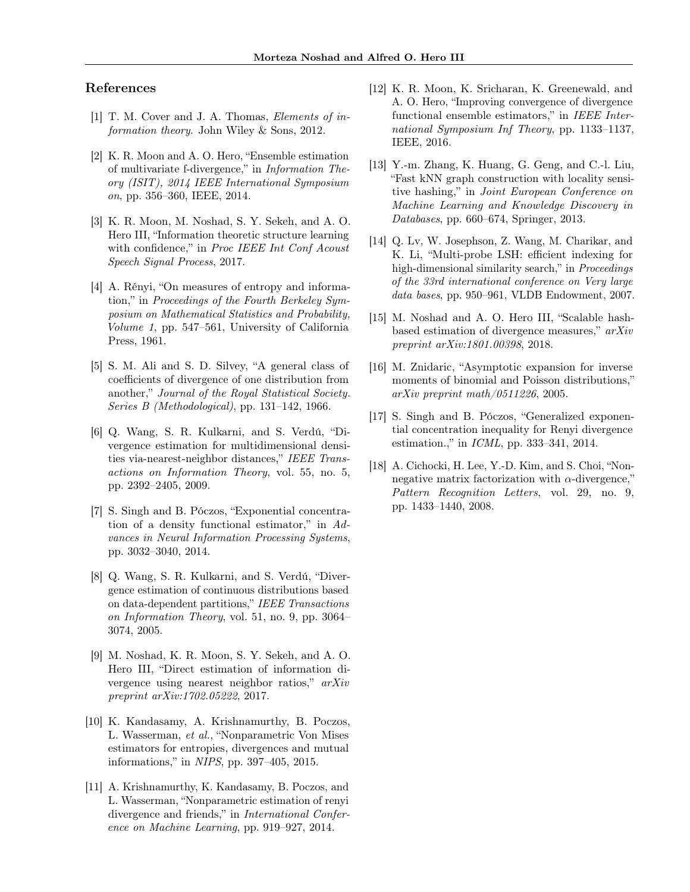## References

[1] T. M. Cover and J. A. Thomas, *Elements of information theory*. John Wiley & Sons, 2012.

[2] K. R. Moon and A. O. Hero, "Ensemble estimation of multivariate f-divergence," in *Information Theory (ISIT), 2014 IEEE International Symposium on*, pp. 356–360, IEEE, 2014.

[3] K. R. Moon, M. Noshad, S. Y. Sekeh, and A. O. Hero III, "Information theoretic structure learning with confidence," in *Proc IEEE Int Conf Acoust Speech Signal Process*, 2017.

[4] A. Rényi, "On measures of entropy and information," in *Proceedings of the Fourth Berkeley Symposium on Mathematical Statistics and Probability, Volume 1*, pp. 547–561, University of California Press, 1961.

[5] S. M. Ali and S. D. Silvey, "A general class of coefficients of divergence of one distribution from another," *Journal of the Royal Statistical Society. Series B (Methodological)*, pp. 131–142, 1966.

[6] Q. Wang, S. R. Kulkarni, and S. Verdú, "Divergence estimation for multidimensional densities via-nearest-neighbor distances," *IEEE Transactions on Information Theory*, vol. 55, no. 5, pp. 2392–2405, 2009.

[7] S. Singh and B. Póczos, "Exponential concentration of a density functional estimator," in *Advances in Neural Information Processing Systems*, pp. 3032–3040, 2014.

[8] Q. Wang, S. R. Kulkarni, and S. Verdú, "Divergence estimation of continuous distributions based on data-dependent partitions," *IEEE Transactions on Information Theory*, vol. 51, no. 9, pp. 3064–3074, 2005.

[9] M. Noshad, K. R. Moon, S. Y. Sekeh, and A. O. Hero III, "Direct estimation of information divergence using nearest neighbor ratios," *arXiv preprint arXiv:1702.05222*, 2017.

[10] K. Kandasamy, A. Krishnamurthy, B. Poczos, L. Wasserman, *et al.*, "Nonparametric Von Mises estimators for entropies, divergences and mutual informations," in *NIPS*, pp. 397–405, 2015.

[11] A. Krishnamurthy, K. Kandasamy, B. Poczos, and L. Wasserman, "Nonparametric estimation of renyi divergence and friends," in *International Conference on Machine Learning*, pp. 919–927, 2014.

[12] K. R. Moon, K. Sricharan, K. Greenewald, and A. O. Hero, "Improving convergence of divergence functional ensemble estimators," in *IEEE International Symposium Inf Theory*, pp. 1133–1137, IEEE, 2016.

[13] Y.-m. Zhang, K. Huang, G. Geng, and C.-l. Liu, "Fast kNN graph construction with locality sensitive hashing," in *Joint European Conference on Machine Learning and Knowledge Discovery in Databases*, pp. 660–674, Springer, 2013.

[14] Q. Lv, W. Josephson, Z. Wang, M. Charikar, and K. Li, "Multi-probe LSH: efficient indexing for high-dimensional similarity search," in *Proceedings of the 33rd international conference on Very large data bases*, pp. 950–961, VLDB Endowment, 2007.

[15] M. Noshad and A. O. Hero III, "Scalable hash-based estimation of divergence measures," *arXiv preprint arXiv:1801.00398*, 2018.

[16] M. Znidaric, "Asymptotic expansion for inverse moments of binomial and Poisson distributions," *arXiv preprint math/0511226*, 2005.

[17] S. Singh and B. Póczos, "Generalized exponential concentration inequality for Renyi divergence estimation.," in *ICML*, pp. 333–341, 2014.

[18] A. Cichocki, H. Lee, Y.-D. Kim, and S. Choi, "Non-negative matrix factorization with $\alpha$-divergence," *Pattern Recognition Letters*, vol. 29, no. 9, pp. 1433–1440, 2008.